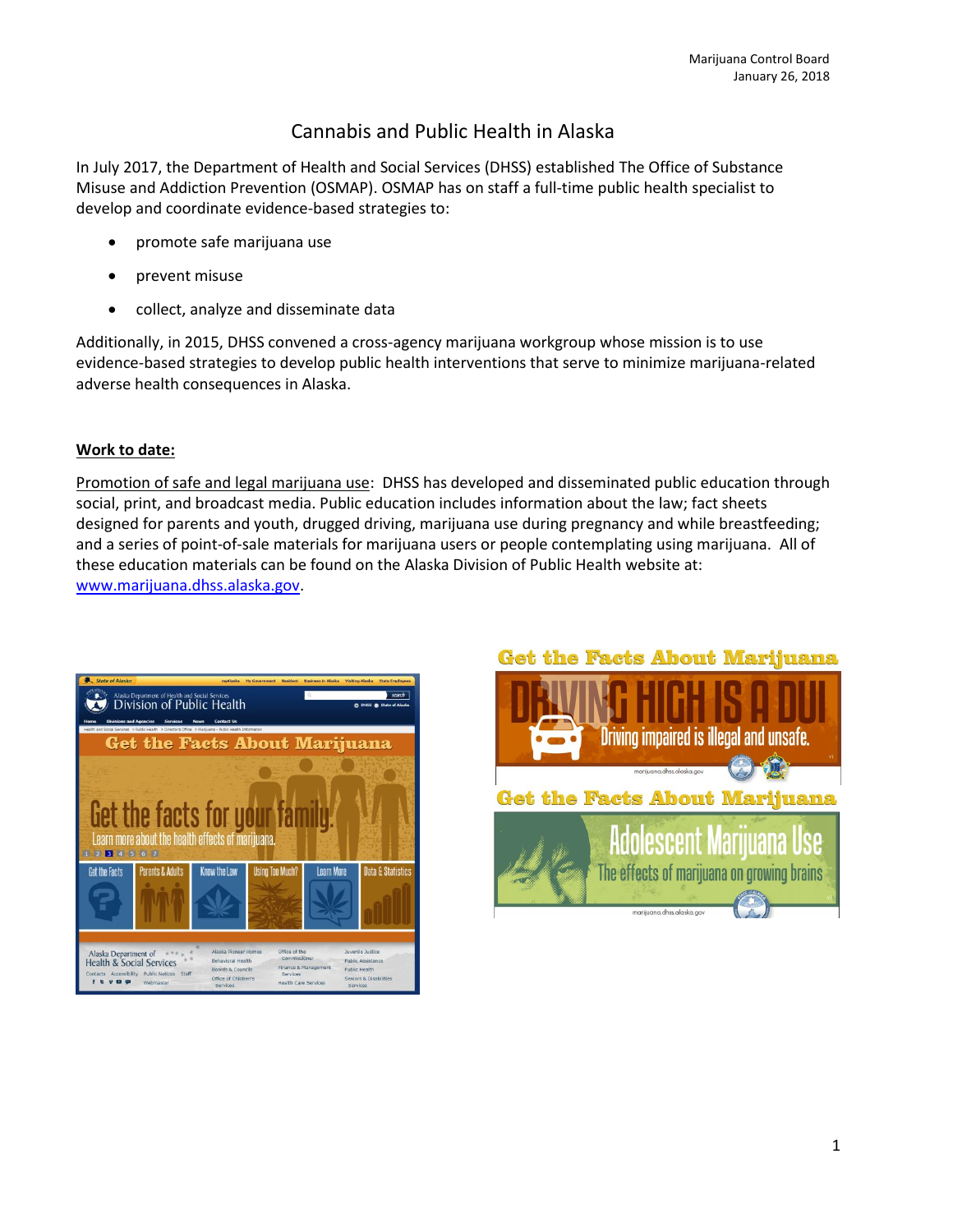Marijuana Control Board
January 26, 2018

# Cannabis and Public Health in Alaska

In July 2017, the Department of Health and Social Services (DHSS) established The Office of Substance Misuse and Addiction Prevention (OSMAP). OSMAP has on staff a full-time public health specialist to develop and coordinate evidence-based strategies to:

- promote safe marijuana use
- prevent misuse
- collect, analyze and disseminate data

Additionally, in 2015, DHSS convened a cross-agency marijuana workgroup whose mission is to use evidence-based strategies to develop public health interventions that serve to minimize marijuana-related adverse health consequences in Alaska.

## Work to date:

Promotion of safe and legal marijuana use: DHSS has developed and disseminated public education through social, print, and broadcast media. Public education includes information about the law; fact sheets designed for parents and youth, drugged driving, marijuana use during pregnancy and while breastfeeding; and a series of point-of-sale materials for marijuana users or people contemplating using marijuana. All of these education materials can be found on the Alaska Division of Public Health website at: [www.marijuana.dhss.alaska.gov](www.marijuana.dhss.alaska.gov).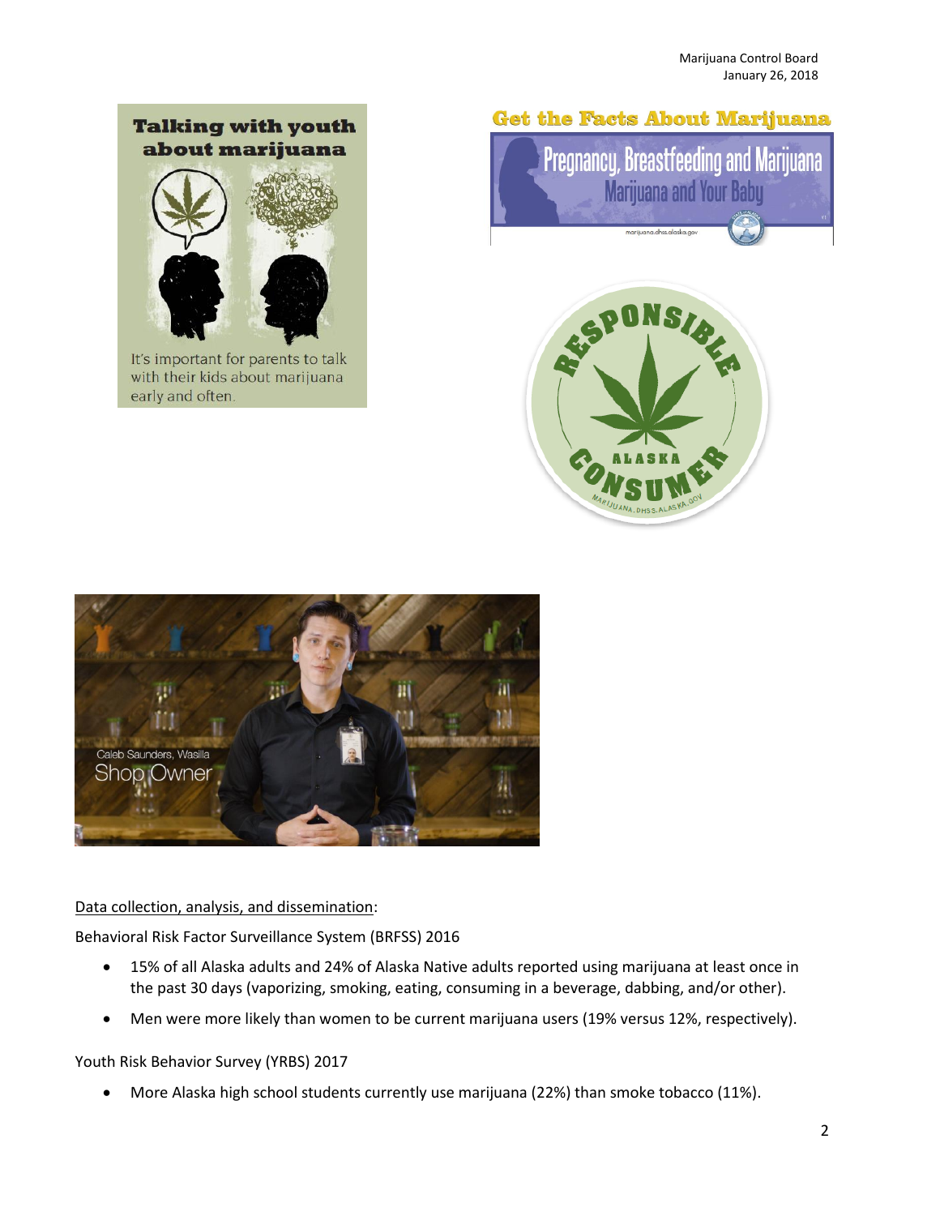Data collection, analysis, and dissemination:

Behavioral Risk Factor Surveillance System (BRFSS) 2016

- 15% of all Alaska adults and 24% of Alaska Native adults reported using marijuana at least once in the past 30 days (vaporizing, smoking, eating, consuming in a beverage, dabbing, and/or other).
- Men were more likely than women to be current marijuana users (19% versus 12%, respectively).

Youth Risk Behavior Survey (YRBS) 2017

- More Alaska high school students currently use marijuana (22%) than smoke tobacco (11%).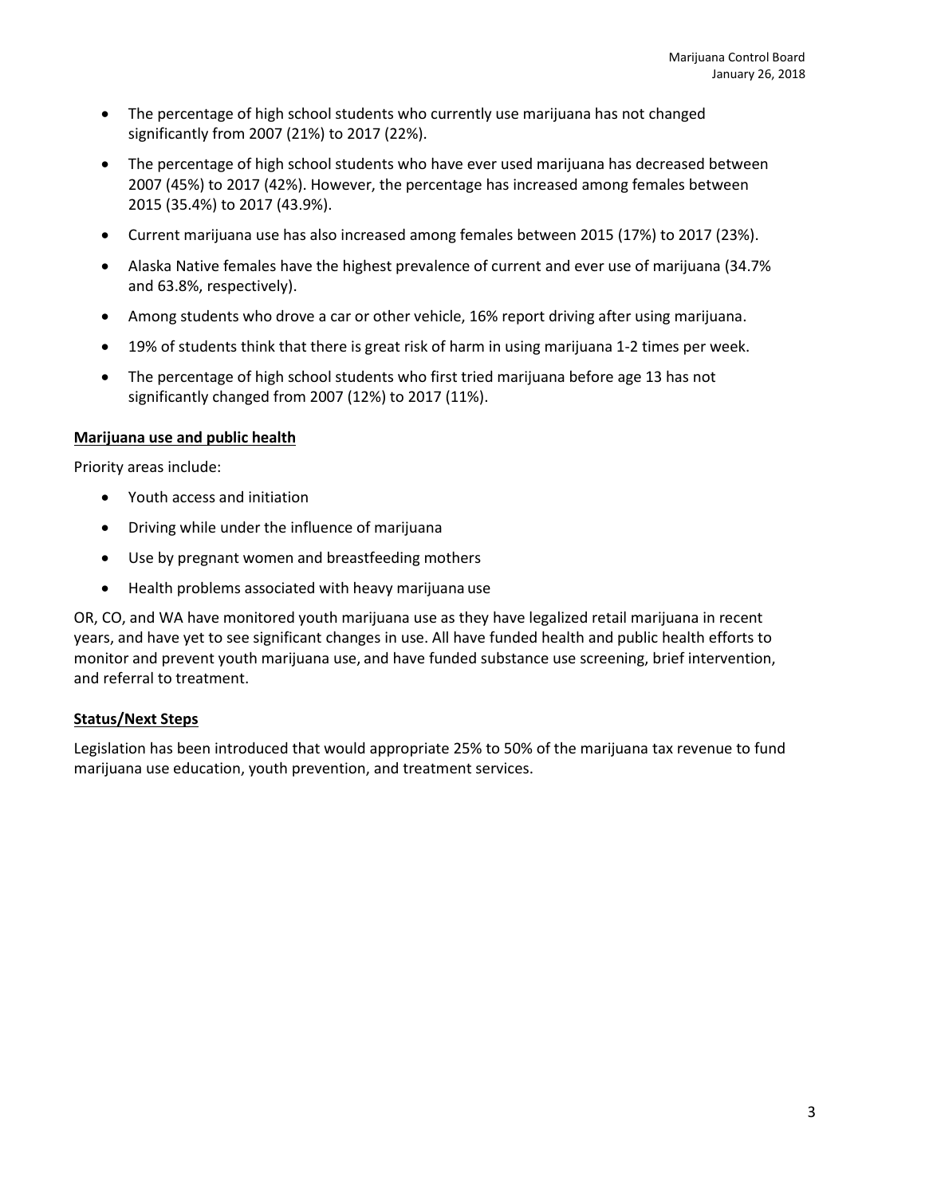- The percentage of high school students who currently use marijuana has not changed significantly from 2007 (21%) to 2017 (22%).
- The percentage of high school students who have ever used marijuana has decreased between 2007 (45%) to 2017 (42%). However, the percentage has increased among females between 2015 (35.4%) to 2017 (43.9%).
- Current marijuana use has also increased among females between 2015 (17%) to 2017 (23%).
- Alaska Native females have the highest prevalence of current and ever use of marijuana (34.7% and 63.8%, respectively).
- Among students who drove a car or other vehicle, 16% report driving after using marijuana.
- 19% of students think that there is great risk of harm in using marijuana 1-2 times per week.
- The percentage of high school students who first tried marijuana before age 13 has not significantly changed from 2007 (12%) to 2017 (11%).

**Marijuana use and public health**

Priority areas include:

- Youth access and initiation
- Driving while under the influence of marijuana
- Use by pregnant women and breastfeeding mothers
- Health problems associated with heavy marijuana use

OR, CO, and WA have monitored youth marijuana use as they have legalized retail marijuana in recent years, and have yet to see significant changes in use. All have funded health and public health efforts to monitor and prevent youth marijuana use, and have funded substance use screening, brief intervention, and referral to treatment.

**Status/Next Steps**

Legislation has been introduced that would appropriate 25% to 50% of the marijuana tax revenue to fund marijuana use education, youth prevention, and treatment services.